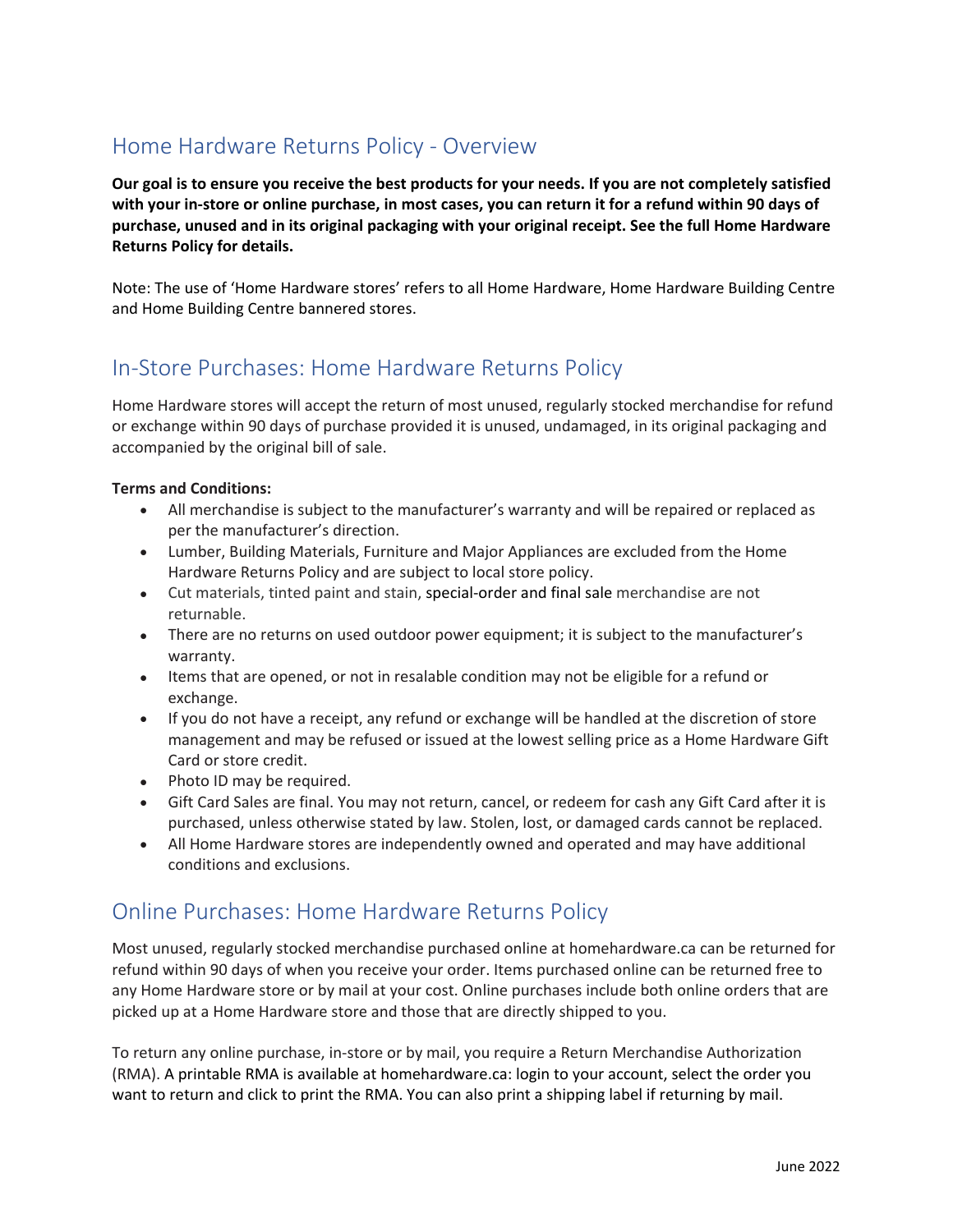## Home Hardware Returns Policy - Overview

**Our goal is to ensure you receive the best products for your needs. If you are not completely satisfied with your in-store or online purchase, in most cases, you can return it for a refund within 90 days of purchase, unused and in its original packaging with your original receipt. See the full Home Hardware Returns Policy for details.**

Note: The use of 'Home Hardware stores' refers to all Home Hardware, Home Hardware Building Centre and Home Building Centre bannered stores.

## In-Store Purchases: Home Hardware Returns Policy

Home Hardware stores will accept the return of most unused, regularly stocked merchandise for refund or exchange within 90 days of purchase provided it is unused, undamaged, in its original packaging and accompanied by the original bill of sale.

**Terms and Conditions:**

- All merchandise is subject to the manufacturer's warranty and will be repaired or replaced as per the manufacturer's direction.
- Lumber, Building Materials, Furniture and Major Appliances are excluded from the Home Hardware Returns Policy and are subject to local store policy.
- Cut materials, tinted paint and stain, special-order and final sale merchandise are not returnable.
- There are no returns on used outdoor power equipment; it is subject to the manufacturer's warranty.
- Items that are opened, or not in resalable condition may not be eligible for a refund or exchange.
- If you do not have a receipt, any refund or exchange will be handled at the discretion of store management and may be refused or issued at the lowest selling price as a Home Hardware Gift Card or store credit.
- Photo ID may be required.
- Gift Card Sales are final. You may not return, cancel, or redeem for cash any Gift Card after it is purchased, unless otherwise stated by law. Stolen, lost, or damaged cards cannot be replaced.
- All Home Hardware stores are independently owned and operated and may have additional conditions and exclusions.

## Online Purchases: Home Hardware Returns Policy

Most unused, regularly stocked merchandise purchased online at homehardware.ca can be returned for refund within 90 days of when you receive your order. Items purchased online can be returned free to any Home Hardware store or by mail at your cost. Online purchases include both online orders that are picked up at a Home Hardware store and those that are directly shipped to you.

To return any online purchase, in-store or by mail, you require a Return Merchandise Authorization (RMA). A printable RMA is available at homehardware.ca: login to your account, select the order you want to return and click to print the RMA. You can also print a shipping label if returning by mail.

June 2022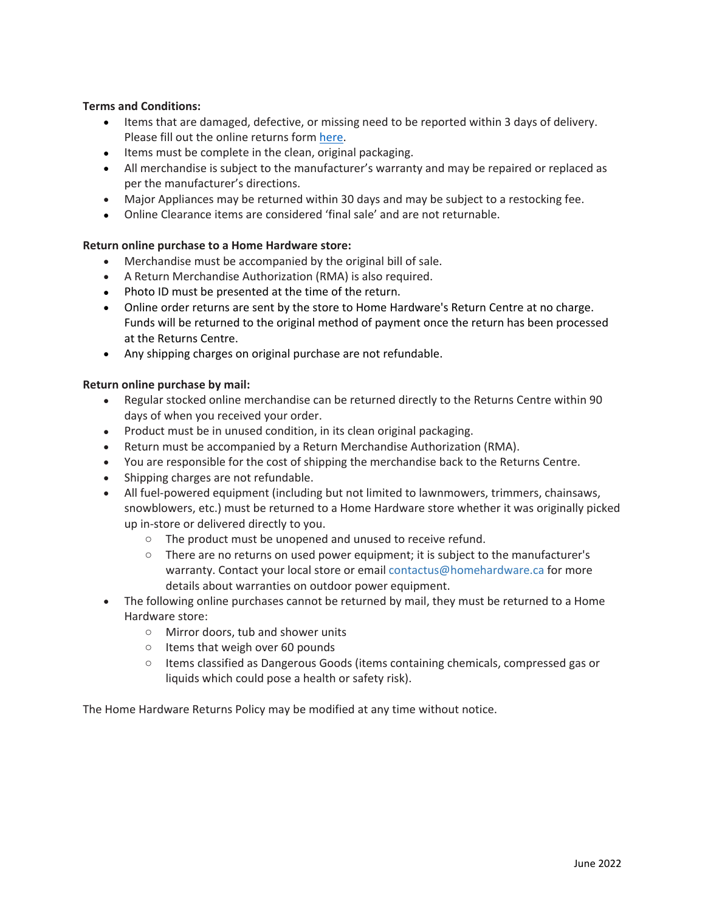**Terms and Conditions:**

- Items that are damaged, defective, or missing need to be reported within 3 days of delivery. Please fill out the online returns form here.
- Items must be complete in the clean, original packaging.
- All merchandise is subject to the manufacturer's warranty and may be repaired or replaced as per the manufacturer's directions.
- Major Appliances may be returned within 30 days and may be subject to a restocking fee.
- Online Clearance items are considered 'final sale' and are not returnable.

**Return online purchase to a Home Hardware store:**

- Merchandise must be accompanied by the original bill of sale.
- A Return Merchandise Authorization (RMA) is also required.
- Photo ID must be presented at the time of the return.
- Online order returns are sent by the store to Home Hardware's Return Centre at no charge. Funds will be returned to the original method of payment once the return has been processed at the Returns Centre.
- Any shipping charges on original purchase are not refundable.

**Return online purchase by mail:**

- Regular stocked online merchandise can be returned directly to the Returns Centre within 90 days of when you received your order.
- Product must be in unused condition, in its clean original packaging.
- Return must be accompanied by a Return Merchandise Authorization (RMA).
- You are responsible for the cost of shipping the merchandise back to the Returns Centre.
- Shipping charges are not refundable.
- All fuel-powered equipment (including but not limited to lawnmowers, trimmers, chainsaws, snowblowers, etc.) must be returned to a Home Hardware store whether it was originally picked up in-store or delivered directly to you.
    - The product must be unopened and unused to receive refund.
    - There are no returns on used power equipment; it is subject to the manufacturer's warranty. Contact your local store or email contactus@homehardware.ca for more details about warranties on outdoor power equipment.
- The following online purchases cannot be returned by mail, they must be returned to a Home Hardware store:
    - Mirror doors, tub and shower units
    - Items that weigh over 60 pounds
    - Items classified as Dangerous Goods (items containing chemicals, compressed gas or liquids which could pose a health or safety risk).

The Home Hardware Returns Policy may be modified at any time without notice.

June 2022